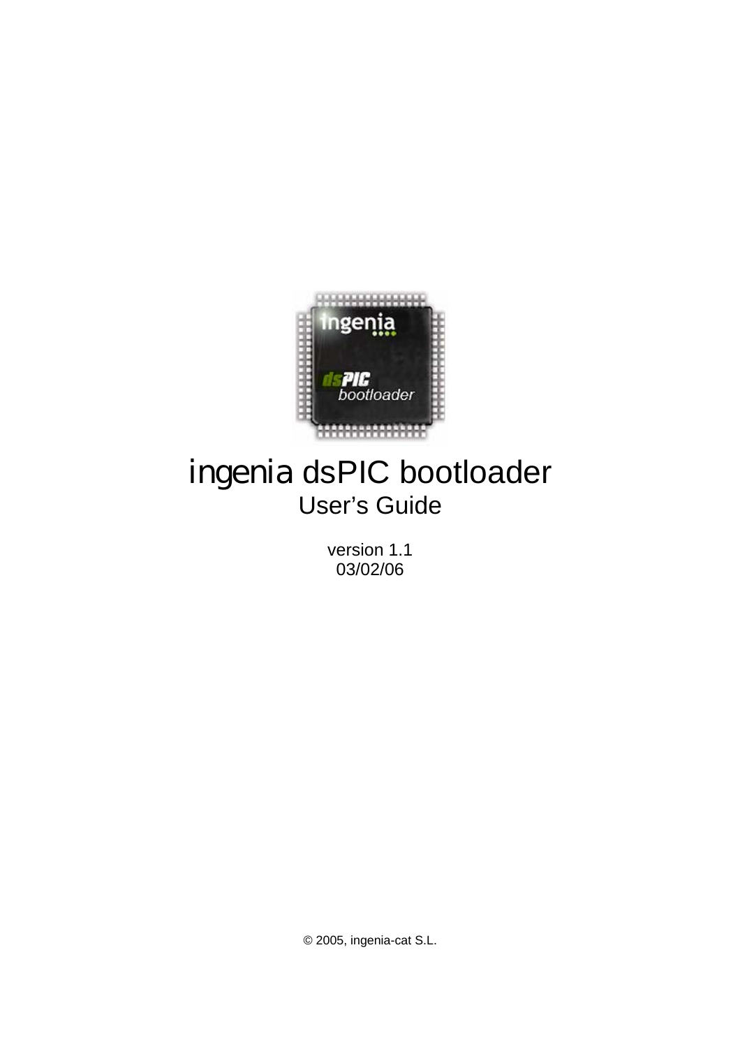# ingenia dsPIC bootloader

## User's Guide

version 1.1
03/02/06

© 2005, ingenia-cat S.L.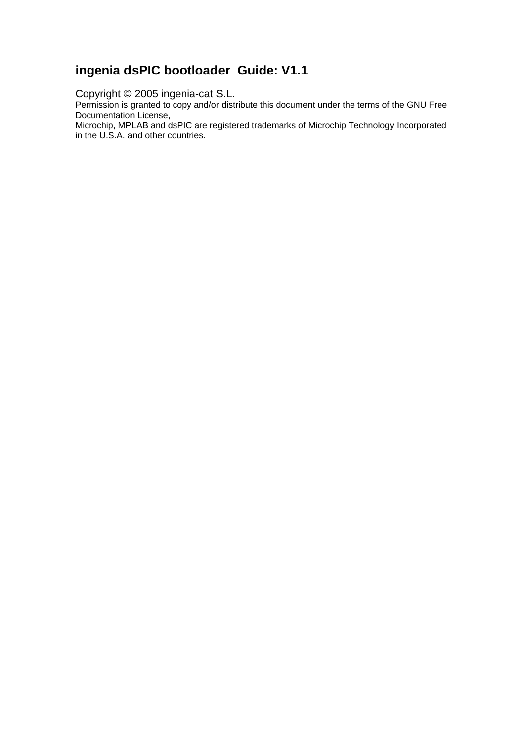## ingenia dsPIC bootloader Guide: V1.1

Copyright © 2005 ingenia-cat S.L.

Permission is granted to copy and/or distribute this document under the terms of the GNU Free Documentation License,

Microchip, MPLAB and dsPIC are registered trademarks of Microchip Technology Incorporated in the U.S.A. and other countries.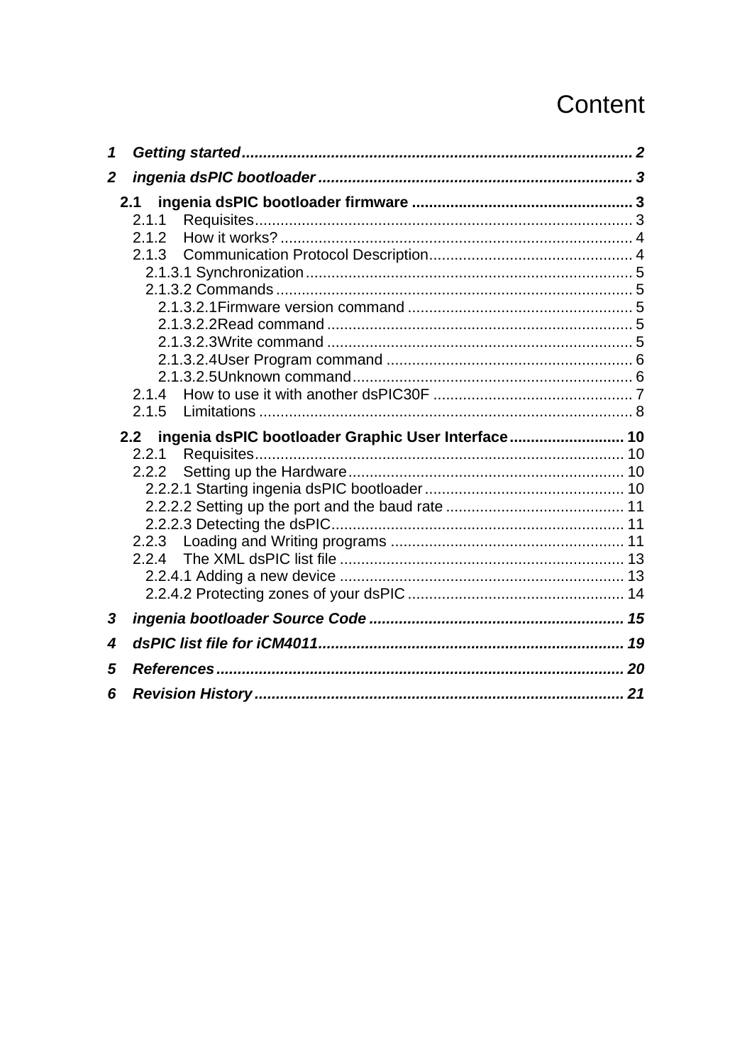# Content

*1 Getting started* ........................................................................................ *2*

*2 ingenia dsPIC bootloader* ......................................................................... *3*

**2.1 ingenia dsPIC bootloader firmware** .................................................. **3**

2.1.1 Requisites........................................................................................ 3

2.1.2 How it works? .................................................................................. 4

2.1.3 Communication Protocol Description............................................... 4

2.1.3.1 Synchronization ............................................................................ 5

2.1.3.2 Commands ................................................................................... 5

2.1.3.2.1Firmware version command .................................................... 5

2.1.3.2.2Read command ....................................................................... 5

2.1.3.2.3Write command ....................................................................... 5

2.1.3.2.4User Program command ......................................................... 6

2.1.3.2.5Unknown command................................................................. 6

2.1.4 How to use it with another dsPIC30F .............................................. 7

2.1.5 Limitations ....................................................................................... 8

**2.2 ingenia dsPIC bootloader Graphic User Interface** ........................... **10**

2.2.1 Requisites...................................................................................... 10

2.2.2 Setting up the Hardware................................................................. 10

2.2.2.1 Starting ingenia dsPIC bootloader .............................................. 10

2.2.2.2 Setting up the port and the baud rate ......................................... 11

2.2.2.3 Detecting the dsPIC.................................................................... 11

2.2.3 Loading and Writing programs ....................................................... 11

2.2.4 The XML dsPIC list file .................................................................. 13

2.2.4.1 Adding a new device .................................................................. 13

2.2.4.2 Protecting zones of your dsPIC .................................................. 14

*3 ingenia bootloader Source Code* ........................................................... *15*

*4 dsPIC list file for iCM4011*....................................................................... *19*

*5 References* ............................................................................................... *20*

*6 Revision History* ...................................................................................... *21*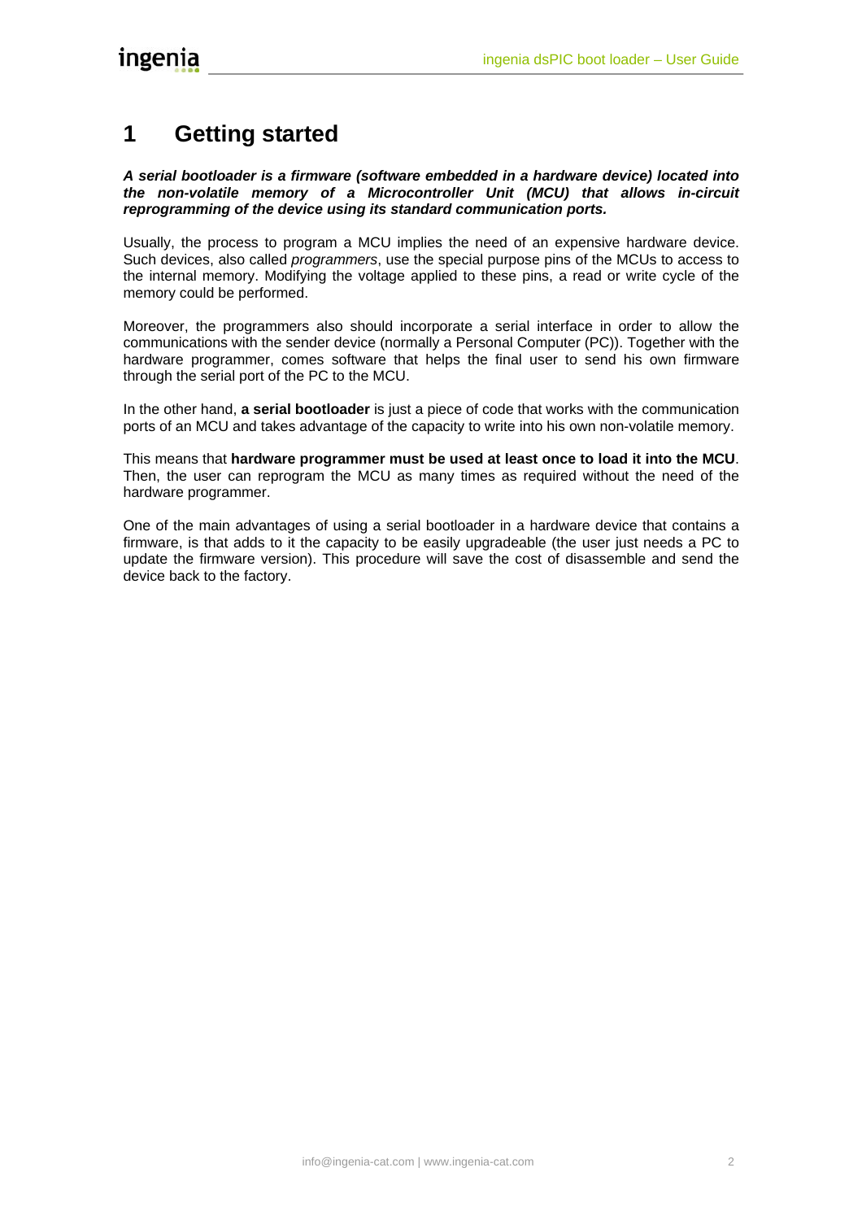# 1 Getting started

***A serial bootloader is a firmware (software embedded in a hardware device) located into the non-volatile memory of a Microcontroller Unit (MCU) that allows in-circuit reprogramming of the device using its standard communication ports.***

Usually, the process to program a MCU implies the need of an expensive hardware device. Such devices, also called *programmers*, use the special purpose pins of the MCUs to access to the internal memory. Modifying the voltage applied to these pins, a read or write cycle of the memory could be performed.

Moreover, the programmers also should incorporate a serial interface in order to allow the communications with the sender device (normally a Personal Computer (PC)). Together with the hardware programmer, comes software that helps the final user to send his own firmware through the serial port of the PC to the MCU.

In the other hand, **a serial bootloader** is just a piece of code that works with the communication ports of an MCU and takes advantage of the capacity to write into his own non-volatile memory.

This means that **hardware programmer must be used at least once to load it into the MCU**. Then, the user can reprogram the MCU as many times as required without the need of the hardware programmer.

One of the main advantages of using a serial bootloader in a hardware device that contains a firmware, is that adds to it the capacity to be easily upgradeable (the user just needs a PC to update the firmware version). This procedure will save the cost of disassemble and send the device back to the factory.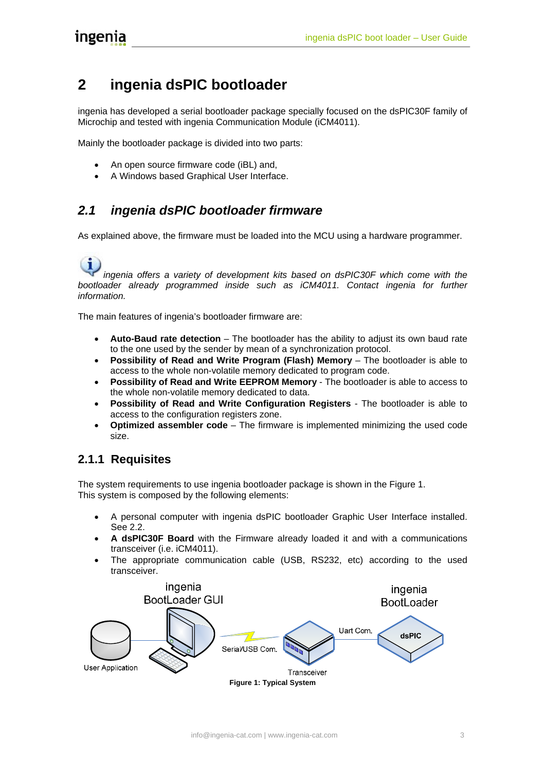# 2 ingenia dsPIC bootloader

ingenia has developed a serial bootloader package specially focused on the dsPIC30F family of Microchip and tested with ingenia Communication Module (iCM4011).

Mainly the bootloader package is divided into two parts:

- An open source firmware code (iBL) and,
- A Windows based Graphical User Interface.

## 2.1 ingenia dsPIC bootloader firmware

As explained above, the firmware must be loaded into the MCU using a hardware programmer.

*ingenia offers a variety of development kits based on dsPIC30F which come with the bootloader already programmed inside such as iCM4011. Contact ingenia for further information.*

The main features of ingenia's bootloader firmware are:

- **Auto-Baud rate detection** – The bootloader has the ability to adjust its own baud rate to the one used by the sender by mean of a synchronization protocol.
- **Possibility of Read and Write Program (Flash) Memory** – The bootloader is able to access to the whole non-volatile memory dedicated to program code.
- **Possibility of Read and Write EEPROM Memory** - The bootloader is able to access to the whole non-volatile memory dedicated to data.
- **Possibility of Read and Write Configuration Registers** - The bootloader is able to access to the configuration registers zone.
- **Optimized assembler code** – The firmware is implemented minimizing the used code size.

### 2.1.1 Requisites

The system requirements to use ingenia bootloader package is shown in the Figure 1.
This system is composed by the following elements:

- A personal computer with ingenia dsPIC bootloader Graphic User Interface installed. See 2.2.
- **A dsPIC30F Board** with the Firmware already loaded it and with a communications transceiver (i.e. iCM4011).
- The appropriate communication cable (USB, RS232, etc) according to the used transceiver.

ingenia BootLoader GUI — ingenia BootLoader — User Application — Serial/USB Com. — Transceiver — Uart Com. — dsPIC

**Figure 1: Typical System**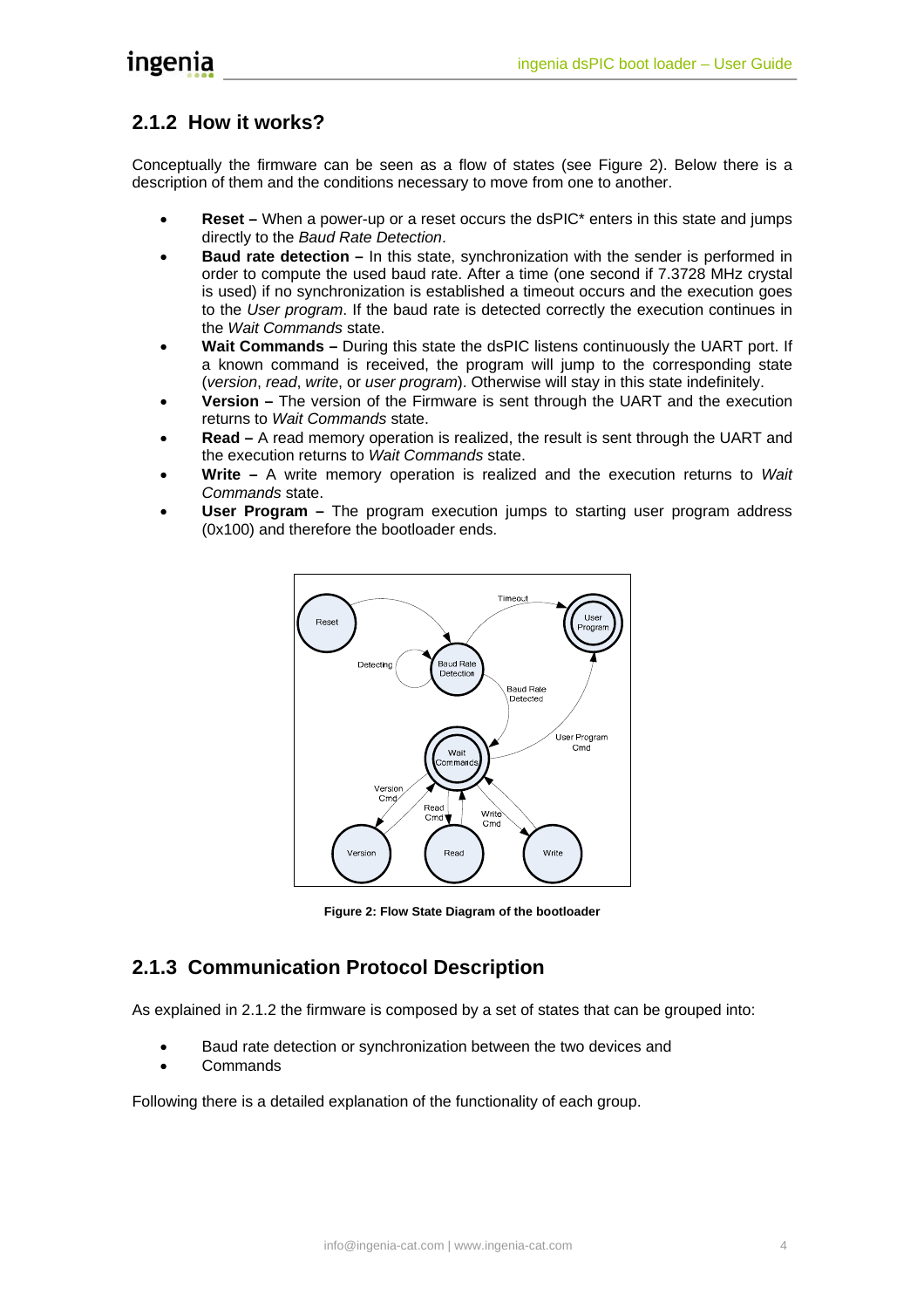## 2.1.2 How it works?

Conceptually the firmware can be seen as a flow of states (see Figure 2). Below there is a description of them and the conditions necessary to move from one to another.

- **Reset –** When a power-up or a reset occurs the dsPIC* enters in this state and jumps directly to the *Baud Rate Detection*.
- **Baud rate detection –** In this state, synchronization with the sender is performed in order to compute the used baud rate. After a time (one second if 7.3728 MHz crystal is used) if no synchronization is established a timeout occurs and the execution goes to the *User program*. If the baud rate is detected correctly the execution continues in the *Wait Commands* state.
- **Wait Commands –** During this state the dsPIC listens continuously the UART port. If a known command is received, the program will jump to the corresponding state (*version*, *read*, *write*, or *user program*). Otherwise will stay in this state indefinitely.
- **Version –** The version of the Firmware is sent through the UART and the execution returns to *Wait Commands* state.
- **Read –** A read memory operation is realized, the result is sent through the UART and the execution returns to *Wait Commands* state.
- **Write –** A write memory operation is realized and the execution returns to *Wait Commands* state.
- **User Program –** The program execution jumps to starting user program address (0x100) and therefore the bootloader ends.

**Figure 2: Flow State Diagram of the bootloader**

## 2.1.3 Communication Protocol Description

As explained in 2.1.2 the firmware is composed by a set of states that can be grouped into:

- Baud rate detection or synchronization between the two devices and
- Commands

Following there is a detailed explanation of the functionality of each group.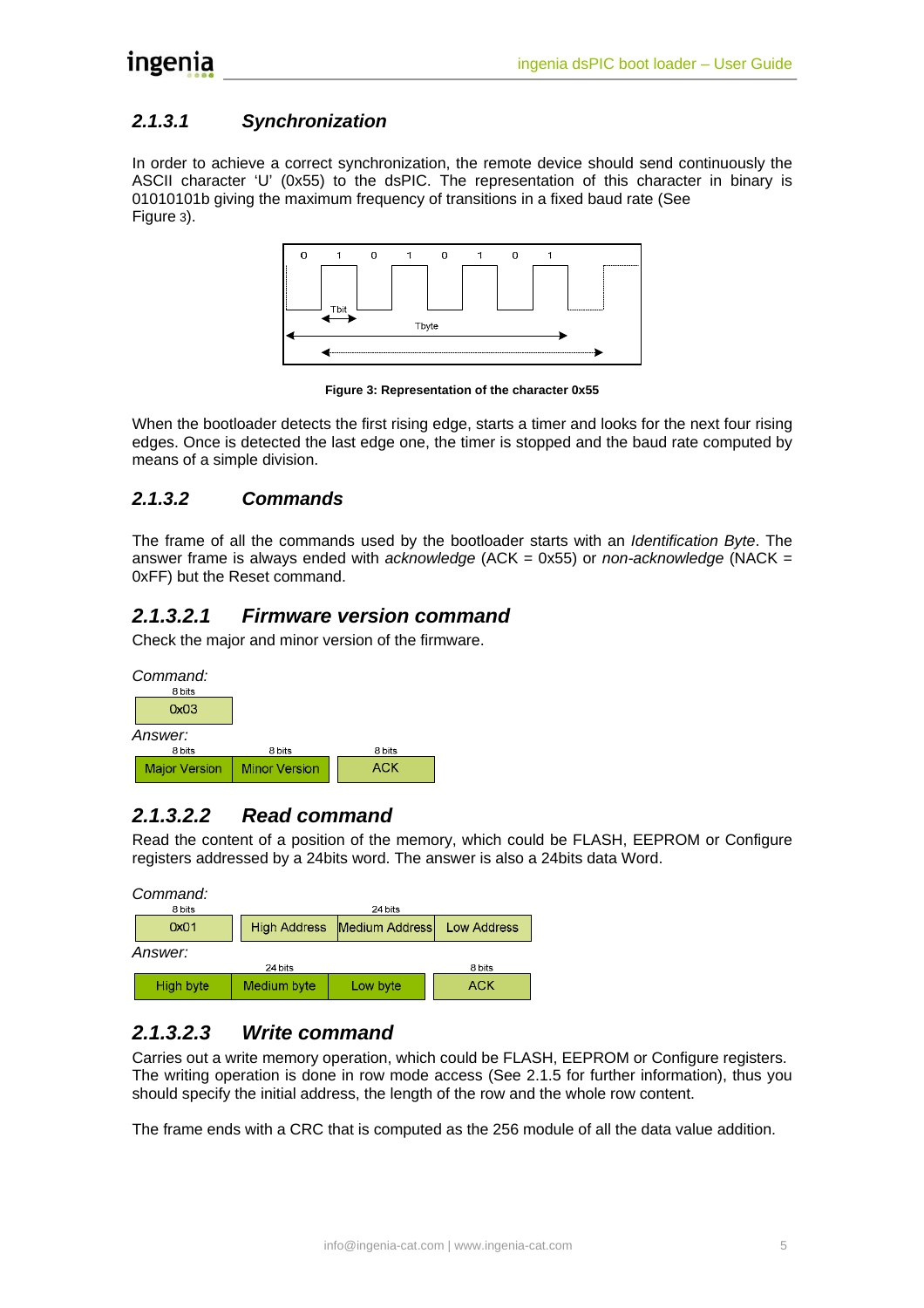#### 2.1.3.1 Synchronization

In order to achieve a correct synchronization, the remote device should send continuously the ASCII character 'U' (0x55) to the dsPIC. The representation of this character in binary is 01010101b giving the maximum frequency of transitions in a fixed baud rate (See Figure 3).

**Figure 3: Representation of the character 0x55**

When the bootloader detects the first rising edge, starts a timer and looks for the next four rising edges. Once is detected the last edge one, the timer is stopped and the baud rate computed by means of a simple division.

#### 2.1.3.2 Commands

The frame of all the commands used by the bootloader starts with an *Identification Byte*. The answer frame is always ended with *acknowledge* (ACK = 0x55) or *non-acknowledge* (NACK = 0xFF) but the Reset command.

##### 2.1.3.2.1 Firmware version command

Check the major and minor version of the firmware.

*Command:*

| 8 bits |
|---|
| 0x03 |

*Answer:*

| 8 bits | 8 bits | 8 bits |
|---|---|---|
| Major Version | Minor Version | ACK |

##### 2.1.3.2.2 Read command

Read the content of a position of the memory, which could be FLASH, EEPROM or Configure registers addressed by a 24bits word. The answer is also a 24bits data Word.

*Command:*

| 8 bits | 24 bits | | |
|---|---|---|---|
| 0x01 | High Address | Medium Address | Low Address |

*Answer:*

| 24 bits | | | 8 bits |
|---|---|---|---|
| High byte | Medium byte | Low byte | ACK |

##### 2.1.3.2.3 Write command

Carries out a write memory operation, which could be FLASH, EEPROM or Configure registers. The writing operation is done in row mode access (See 2.1.5 for further information), thus you should specify the initial address, the length of the row and the whole row content.

The frame ends with a CRC that is computed as the 256 module of all the data value addition.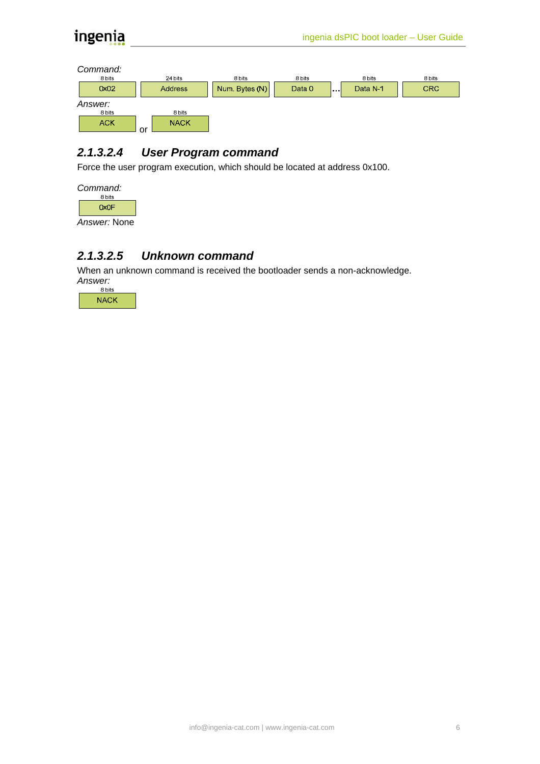*Command:*

| 8 bits | 24 bits | 8 bits | 8 bits | | 8 bits | 8 bits |
|---|---|---|---|---|---|---|
| 0x02 | Address | Num. Bytes (N) | Data 0 | ... | Data N-1 | CRC |

*Answer:*

| 8 bits | | 8 bits |
|---|---|---|
| ACK | or | NACK |

### 2.1.3.2.4 *User Program command*

Force the user program execution, which should be located at address 0x100.

*Command:*

| 8 bits |
|---|
| 0x0F |

*Answer:* None

### 2.1.3.2.5 *Unknown command*

When an unknown command is received the bootloader sends a non-acknowledge.

*Answer:*

| 8 bits |
|---|
| NACK |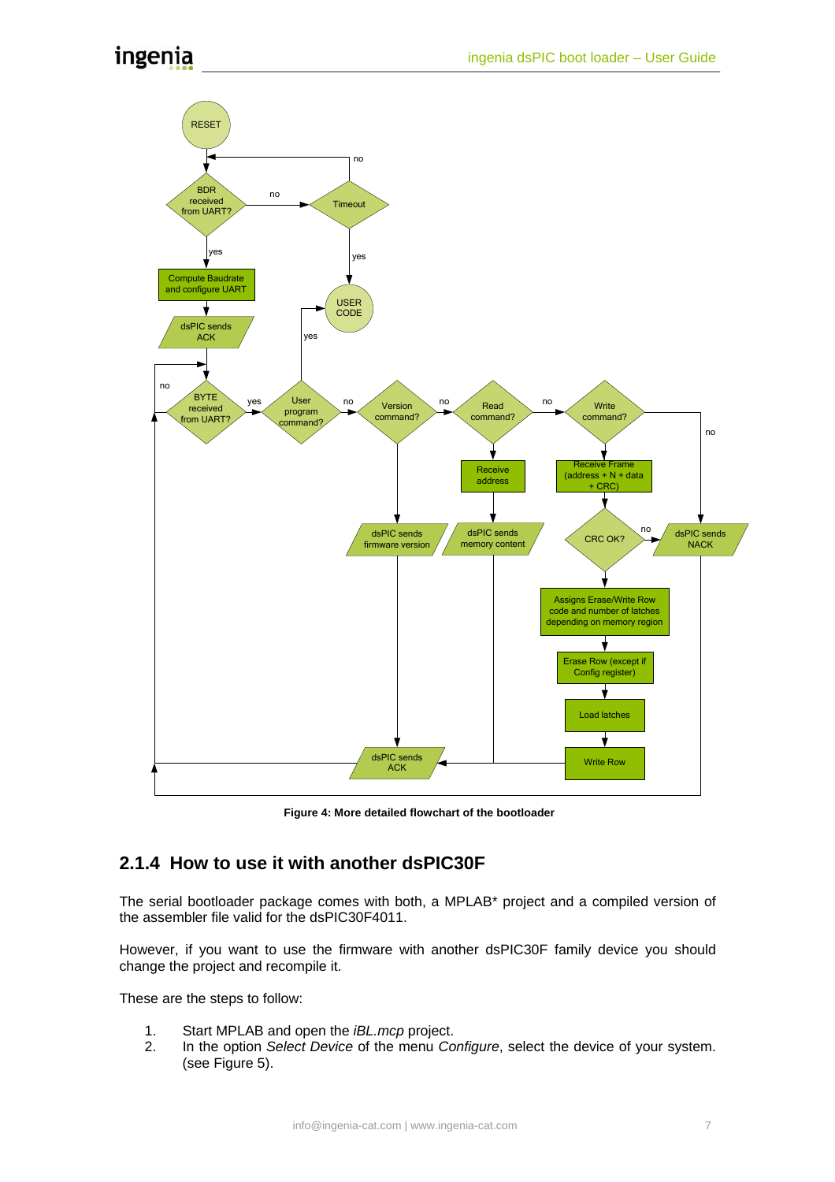**Figure 4: More detailed flowchart of the bootloader**

### 2.1.4 How to use it with another dsPIC30F

The serial bootloader package comes with both, a MPLAB* project and a compiled version of the assembler file valid for the dsPIC30F4011.

However, if you want to use the firmware with another dsPIC30F family device you should change the project and recompile it.

These are the steps to follow:

1. Start MPLAB and open the *iBL.mcp* project.
2. In the option *Select Device* of the menu *Configure*, select the device of your system. (see Figure 5).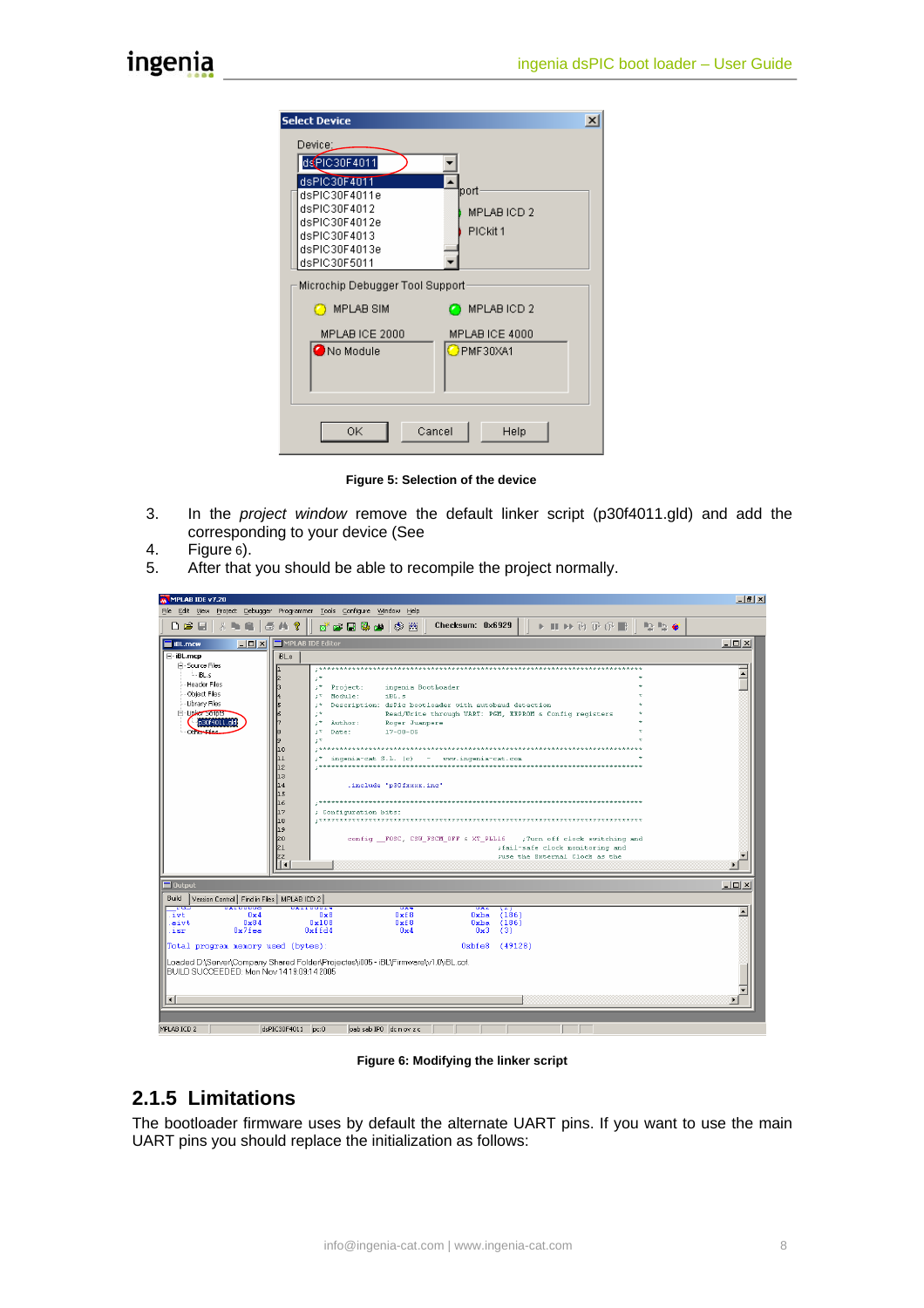Figure 5: Selection of the device

3. In the *project window* remove the default linker script (p30f4011.gld) and add the corresponding to your device (See
4. Figure 6).
5. After that you should be able to recompile the project normally.

Figure 6: Modifying the linker script

### 2.1.5 Limitations

The bootloader firmware uses by default the alternate UART pins. If you want to use the main UART pins you should replace the initialization as follows: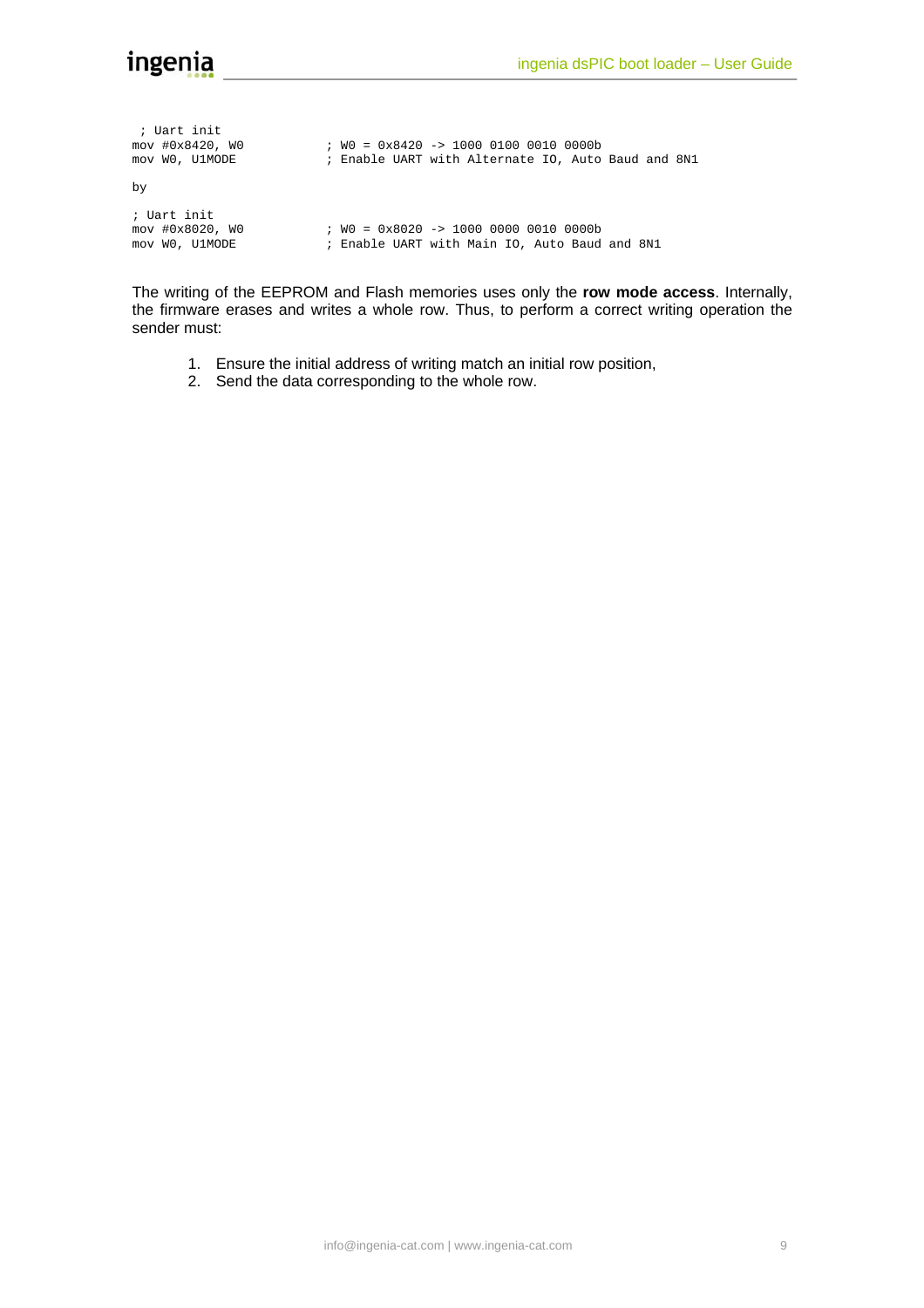```
 ; Uart init
mov #0x8420, W0          ; W0 = 0x8420 -> 1000 0100 0010 0000b
mov W0, U1MODE           ; Enable UART with Alternate IO, Auto Baud and 8N1
```

by

```
; Uart init
mov #0x8020, W0          ; W0 = 0x8020 -> 1000 0000 0010 0000b
mov W0, U1MODE           ; Enable UART with Main IO, Auto Baud and 8N1
```

The writing of the EEPROM and Flash memories uses only the **row mode access**. Internally, the firmware erases and writes a whole row. Thus, to perform a correct writing operation the sender must:

1. Ensure the initial address of writing match an initial row position,
2. Send the data corresponding to the whole row.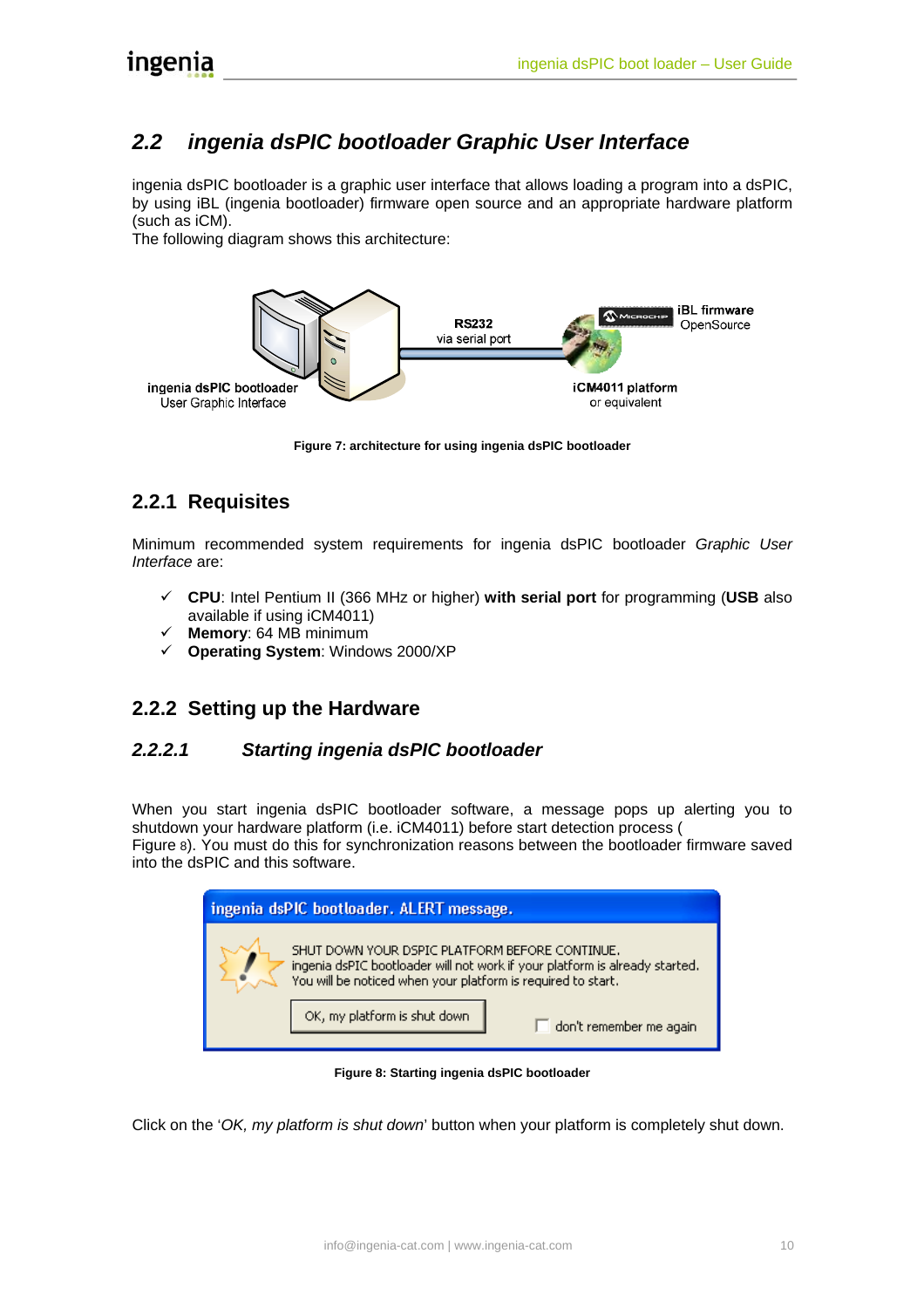## 2.2 ingenia dsPIC bootloader Graphic User Interface

ingenia dsPIC bootloader is a graphic user interface that allows loading a program into a dsPIC, by using iBL (ingenia bootloader) firmware open source and an appropriate hardware platform (such as iCM).
The following diagram shows this architecture:

**Figure 7: architecture for using ingenia dsPIC bootloader**

### 2.2.1 Requisites

Minimum recommended system requirements for ingenia dsPIC bootloader *Graphic User Interface* are:

- ✓ **CPU**: Intel Pentium II (366 MHz or higher) **with serial port** for programming (**USB** also available if using iCM4011)
- ✓ **Memory**: 64 MB minimum
- ✓ **Operating System**: Windows 2000/XP

### 2.2.2 Setting up the Hardware

#### *2.2.2.1 Starting ingenia dsPIC bootloader*

When you start ingenia dsPIC bootloader software, a message pops up alerting you to shutdown your hardware platform (i.e. iCM4011) before start detection process (Figure 8). You must do this for synchronization reasons between the bootloader firmware saved into the dsPIC and this software.

**Figure 8: Starting ingenia dsPIC bootloader**

Click on the '*OK, my platform is shut down*' button when your platform is completely shut down.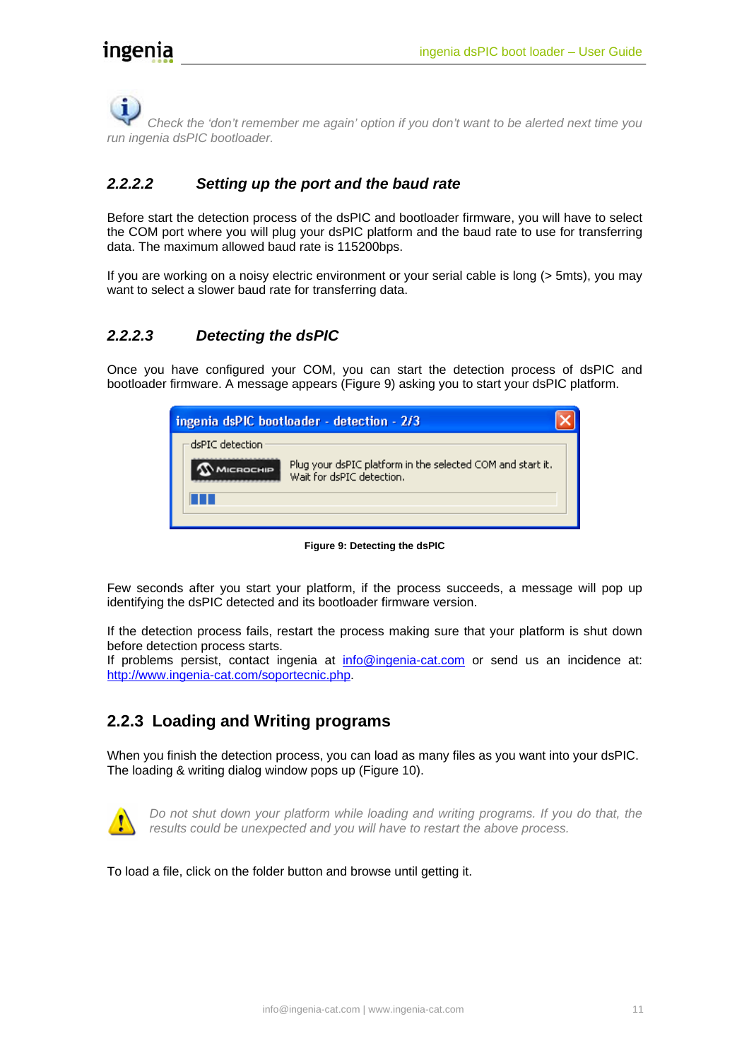*Check the 'don't remember me again' option if you don't want to be alerted next time you run ingenia dsPIC bootloader.*

#### 2.2.2.2 Setting up the port and the baud rate

Before start the detection process of the dsPIC and bootloader firmware, you will have to select the COM port where you will plug your dsPIC platform and the baud rate to use for transferring data. The maximum allowed baud rate is 115200bps.

If you are working on a noisy electric environment or your serial cable is long (> 5mts), you may want to select a slower baud rate for transferring data.

#### 2.2.2.3 Detecting the dsPIC

Once you have configured your COM, you can start the detection process of dsPIC and bootloader firmware. A message appears (Figure 9) asking you to start your dsPIC platform.

**Figure 9: Detecting the dsPIC**

Few seconds after you start your platform, if the process succeeds, a message will pop up identifying the dsPIC detected and its bootloader firmware version.

If the detection process fails, restart the process making sure that your platform is shut down before detection process starts.
If problems persist, contact ingenia at info@ingenia-cat.com or send us an incidence at: http://www.ingenia-cat.com/soportecnic.php.

### 2.2.3 Loading and Writing programs

When you finish the detection process, you can load as many files as you want into your dsPIC. The loading & writing dialog window pops up (Figure 10).

*Do not shut down your platform while loading and writing programs. If you do that, the results could be unexpected and you will have to restart the above process.*

To load a file, click on the folder button and browse until getting it.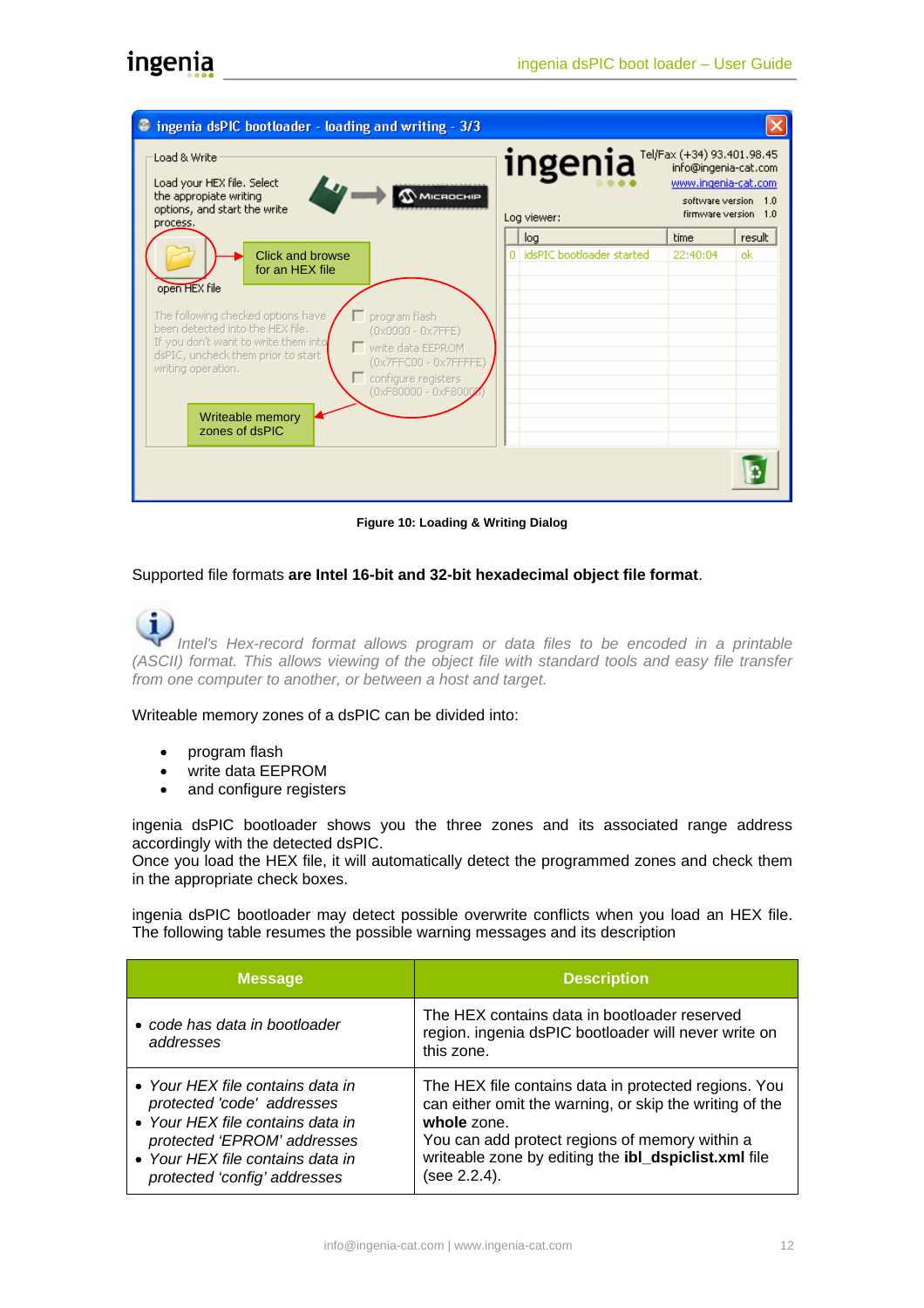Figure 10: Loading & Writing Dialog

Supported file formats **are Intel 16-bit and 32-bit hexadecimal object file format**.

*Intel's Hex-record format allows program or data files to be encoded in a printable (ASCII) format. This allows viewing of the object file with standard tools and easy file transfer from one computer to another, or between a host and target.*

Writeable memory zones of a dsPIC can be divided into:

- program flash
- write data EEPROM
- and configure registers

ingenia dsPIC bootloader shows you the three zones and its associated range address accordingly with the detected dsPIC.
Once you load the HEX file, it will automatically detect the programmed zones and check them in the appropriate check boxes.

ingenia dsPIC bootloader may detect possible overwrite conflicts when you load an HEX file. The following table resumes the possible warning messages and its description

| Message | Description |
|---|---|
| • *code has data in bootloader addresses* | The HEX contains data in bootloader reserved region. ingenia dsPIC bootloader will never write on this zone. |
| • *Your HEX file contains data in protected 'code' addresses*<br>• *Your HEX file contains data in protected 'EPROM' addresses*<br>• *Your HEX file contains data in protected 'config' addresses* | The HEX file contains data in protected regions. You can either omit the warning, or skip the writing of the **whole** zone.<br>You can add protect regions of memory within a writeable zone by editing the **ibl_dspiclist.xml** file (see 2.2.4). |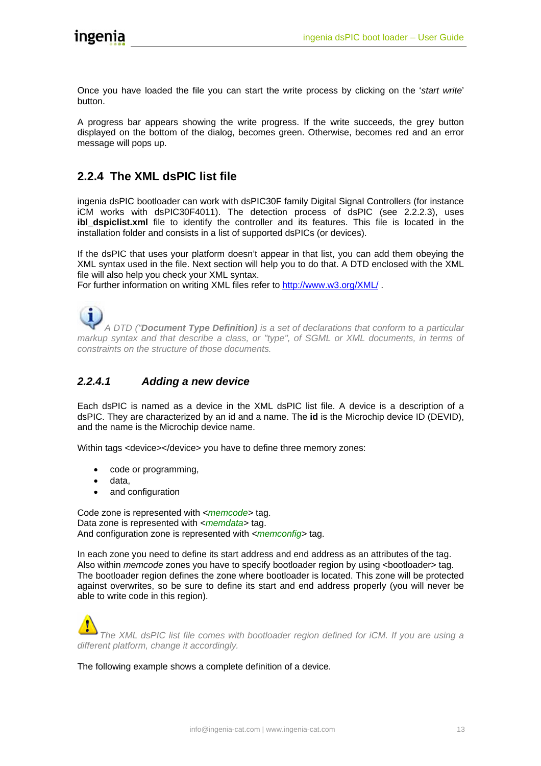Once you have loaded the file you can start the write process by clicking on the '*start write*' button.

A progress bar appears showing the write progress. If the write succeeds, the grey button displayed on the bottom of the dialog, becomes green. Otherwise, becomes red and an error message will pops up.

### 2.2.4 The XML dsPIC list file

ingenia dsPIC bootloader can work with dsPIC30F family Digital Signal Controllers (for instance iCM works with dsPIC30F4011). The detection process of dsPIC (see 2.2.2.3), uses **ibl_dspiclist.xml** file to identify the controller and its features. This file is located in the installation folder and consists in a list of supported dsPICs (or devices).

If the dsPIC that uses your platform doesn't appear in that list, you can add them obeying the XML syntax used in the file. Next section will help you to do that. A DTD enclosed with the XML file will also help you check your XML syntax.
For further information on writing XML files refer to http://www.w3.org/XML/ .

*A DTD ("**Document Type Definition)** is a set of declarations that conform to a particular markup syntax and that describe a class, or "type", of SGML or XML documents, in terms of constraints on the structure of those documents.*

#### *2.2.4.1 Adding a new device*

Each dsPIC is named as a device in the XML dsPIC list file. A device is a description of a dsPIC. They are characterized by an id and a name. The **id** is the Microchip device ID (DEVID), and the name is the Microchip device name.

Within tags <device></device> you have to define three memory zones:

- code or programming,
- data,
- and configuration

Code zone is represented with <*memcode*> tag.
Data zone is represented with <*memdata*> tag.
And configuration zone is represented with <*memconfig*> tag.

In each zone you need to define its start address and end address as an attributes of the tag.
Also within *memcode* zones you have to specify bootloader region by using <bootloader> tag.
The bootloader region defines the zone where bootloader is located. This zone will be protected against overwrites, so be sure to define its start and end address properly (you will never be able to write code in this region).

*The XML dsPIC list file comes with bootloader region defined for iCM. If you are using a different platform, change it accordingly.*

The following example shows a complete definition of a device.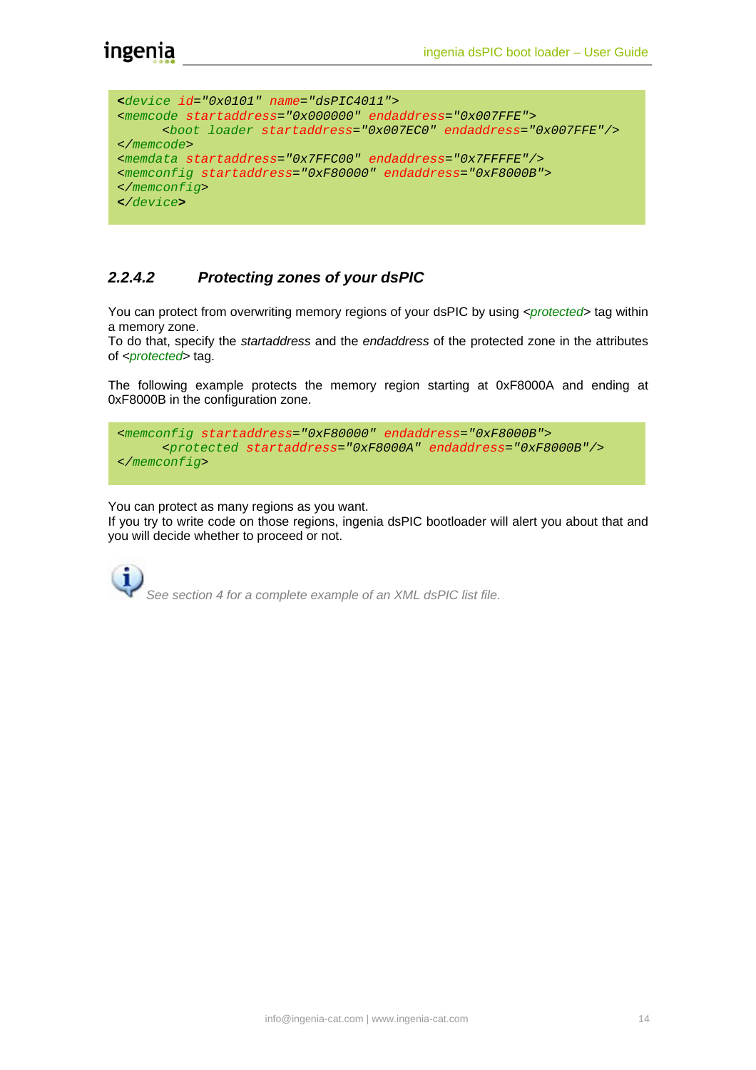```xml
<device id="0x0101" name="dsPIC4011">
<memcode startaddress="0x000000" endaddress="0x007FFE">
      <boot loader startaddress="0x007EC0" endaddress="0x007FFE"/>
</memcode>
<memdata startaddress="0x7FFC00" endaddress="0x7FFFFE"/>
<memconfig startaddress="0xF80000" endaddress="0xF8000B">
</memconfig>
</device>
```

#### 2.2.4.2 Protecting zones of your dsPIC

You can protect from overwriting memory regions of your dsPIC by using <*protected*> tag within a memory zone.
To do that, specify the *startaddress* and the *endaddress* of the protected zone in the attributes of <*protected*> tag.

The following example protects the memory region starting at 0xF8000A and ending at 0xF8000B in the configuration zone.

```xml
<memconfig startaddress="0xF80000" endaddress="0xF8000B">
      <protected startaddress="0xF8000A" endaddress="0xF8000B"/>
</memconfig>
```

You can protect as many regions as you want.
If you try to write code on those regions, ingenia dsPIC bootloader will alert you about that and you will decide whether to proceed or not.

*See section 4 for a complete example of an XML dsPIC list file.*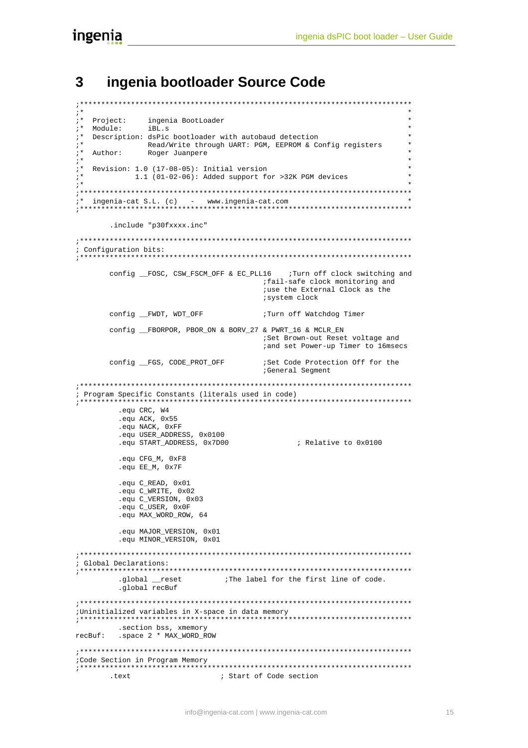# 3 ingenia bootloader Source Code

```
;******************************************************************************
;*                                                                            *
;*  Project:     ingenia BootLoader                                           *
;*  Module:      iBL.s                                                        *
;*  Description: dsPic bootloader with autobaud detection                     *
;*               Read/Write through UART: PGM, EEPROM & Config registers      *
;*  Author:      Roger Juanpere                                               *
;*                                                                            *
;*  Revision: 1.0 (17-08-05): Initial version                                 *
;*            1.1 (01-02-06): Added support for >32K PGM devices              *
;*                                                                            *
;******************************************************************************
;*  ingenia-cat S.L. (c)   -   www.ingenia-cat.com                            *
;******************************************************************************

        .include "p30fxxxx.inc"

;******************************************************************************
; Configuration bits:
;******************************************************************************

        config __FOSC, CSW_FSCM_OFF & EC_PLL16    ;Turn off clock switching and
                                                  ;fail-safe clock monitoring and
                                                  ;use the External Clock as the
                                                  ;system clock

        config __FWDT, WDT_OFF                    ;Turn off Watchdog Timer

        config __FBORPOR, PBOR_ON & BORV_27 & PWRT_16 & MCLR_EN
                                                  ;Set Brown-out Reset voltage and
                                                  ;and set Power-up Timer to 16msecs

        config __FGS, CODE_PROT_OFF               ;Set Code Protection Off for the
                                                  ;General Segment

;******************************************************************************
; Program Specific Constants (literals used in code)
;******************************************************************************
          .equ CRC, W4
          .equ ACK, 0x55
          .equ NACK, 0xFF
          .equ USER_ADDRESS, 0x0100
          .equ START_ADDRESS, 0x7D00                ; Relative to 0x0100

          .equ CFG_M, 0xF8
          .equ EE_M, 0x7F

          .equ C_READ, 0x01
          .equ C_WRITE, 0x02
          .equ C_VERSION, 0x03
          .equ C_USER, 0x0F
          .equ MAX_WORD_ROW, 64

          .equ MAJOR_VERSION, 0x01
          .equ MINOR_VERSION, 0x01

;******************************************************************************
; Global Declarations:
;******************************************************************************
          .global __reset          ;The label for the first line of code.
          .global recBuf

;******************************************************************************
;Uninitialized variables in X-space in data memory
;******************************************************************************
          .section bss, xmemory
recBuf:   .space 2 * MAX_WORD_ROW

;******************************************************************************
;Code Section in Program Memory
;******************************************************************************
        .text                     ; Start of Code section
```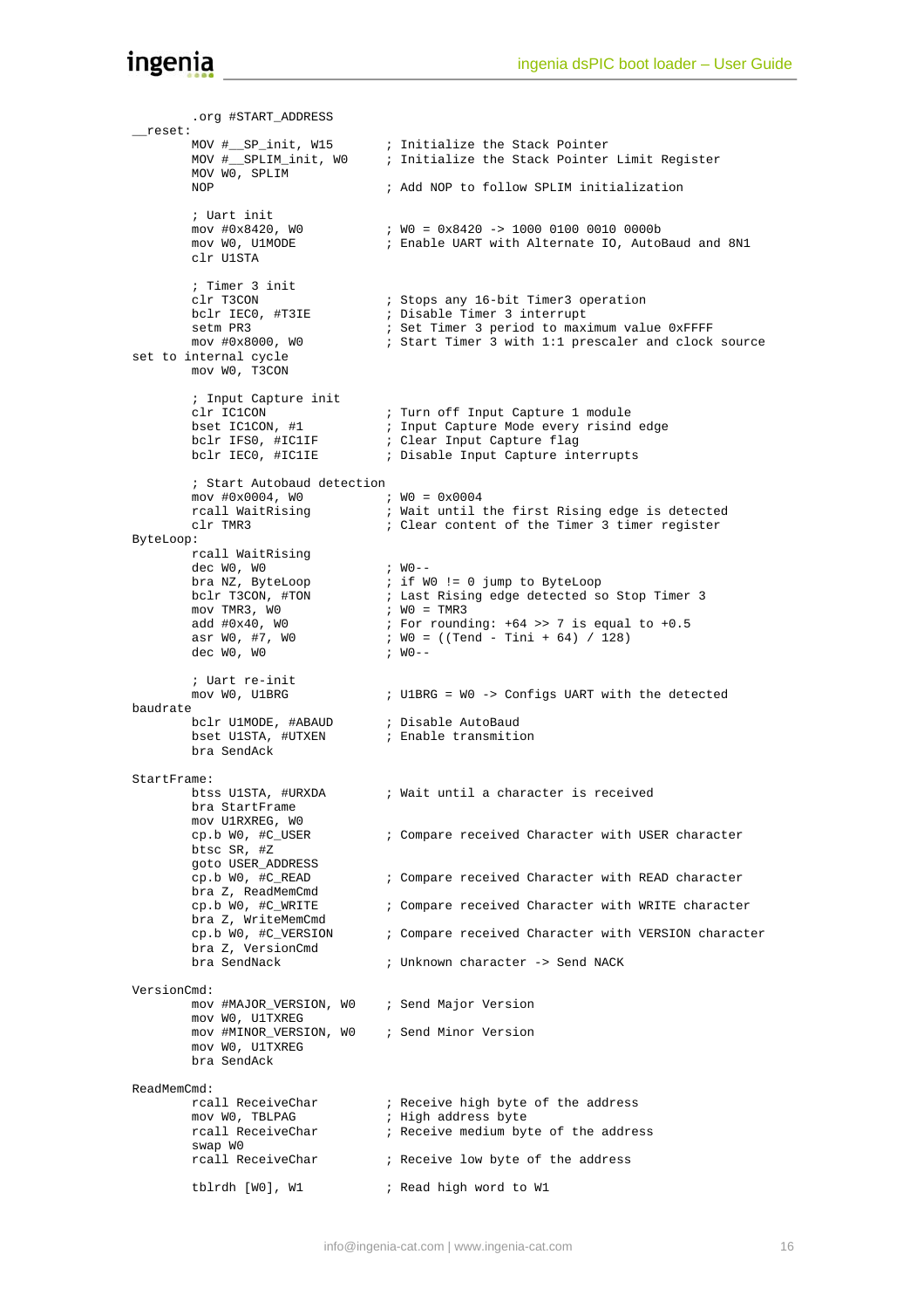```
        .org #START_ADDRESS
__reset:
        MOV #__SP_init, W15       ; Initialize the Stack Pointer
        MOV #__SPLIM_init, W0     ; Initialize the Stack Pointer Limit Register
        MOV W0, SPLIM
        NOP                       ; Add NOP to follow SPLIM initialization

        ; Uart init
        mov #0x8420, W0           ; W0 = 0x8420 -> 1000 0100 0010 0000b
        mov W0, U1MODE            ; Enable UART with Alternate IO, AutoBaud and 8N1
        clr U1STA

        ; Timer 3 init
        clr T3CON                 ; Stops any 16-bit Timer3 operation
        bclr IEC0, #T3IE          ; Disable Timer 3 interrupt
        setm PR3                  ; Set Timer 3 period to maximum value 0xFFFF
        mov #0x8000, W0           ; Start Timer 3 with 1:1 prescaler and clock source
set to internal cycle
        mov W0, T3CON

        ; Input Capture init
        clr IC1CON                ; Turn off Input Capture 1 module
        bset IC1CON, #1           ; Input Capture Mode every risind edge
        bclr IFS0, #IC1IF         ; Clear Input Capture flag
        bclr IEC0, #IC1IE         ; Disable Input Capture interrupts

        ; Start Autobaud detection
        mov #0x0004, W0           ; W0 = 0x0004
        rcall WaitRising          ; Wait until the first Rising edge is detected
        clr TMR3                  ; Clear content of the Timer 3 timer register
ByteLoop:
        rcall WaitRising
        dec W0, W0                ; W0--
        bra NZ, ByteLoop          ; if W0 != 0 jump to ByteLoop
        bclr T3CON, #TON          ; Last Rising edge detected so Stop Timer 3
        mov TMR3, W0              ; W0 = TMR3
        add #0x40, W0             ; For rounding: +64 >> 7 is equal to +0.5
        asr W0, #7, W0            ; W0 = ((Tend - Tini + 64) / 128)
        dec W0, W0                ; W0--

        ; Uart re-init
        mov W0, U1BRG             ; U1BRG = W0 -> Configs UART with the detected
baudrate
        bclr U1MODE, #ABAUD       ; Disable AutoBaud
        bset U1STA, #UTXEN        ; Enable transmition
        bra SendAck

StartFrame:
        btss U1STA, #URXDA        ; Wait until a character is received
        bra StartFrame
        mov U1RXREG, W0
        cp.b W0, #C_USER          ; Compare received Character with USER character
        btsc SR, #Z
        goto USER_ADDRESS
        cp.b W0, #C_READ          ; Compare received Character with READ character
        bra Z, ReadMemCmd
        cp.b W0, #C_WRITE         ; Compare received Character with WRITE character
        bra Z, WriteMemCmd
        cp.b W0, #C_VERSION       ; Compare received Character with VERSION character
        bra Z, VersionCmd
        bra SendNack              ; Unknown character -> Send NACK

VersionCmd:
        mov #MAJOR_VERSION, W0    ; Send Major Version
        mov W0, U1TXREG
        mov #MINOR_VERSION, W0    ; Send Minor Version
        mov W0, U1TXREG
        bra SendAck

ReadMemCmd:
        rcall ReceiveChar         ; Receive high byte of the address
        mov W0, TBLPAG            ; High address byte
        rcall ReceiveChar         ; Receive medium byte of the address
        swap W0
        rcall ReceiveChar         ; Receive low byte of the address

        tblrdh [W0], W1           ; Read high word to W1
```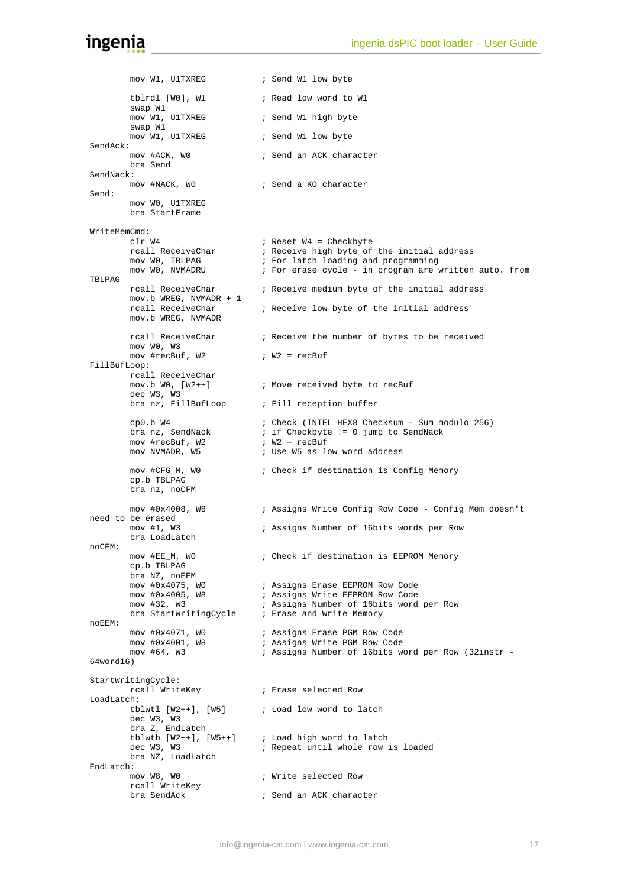```
        mov W1, U1TXREG           ; Send W1 low byte

        tblrdl [W0], W1           ; Read low word to W1
        swap W1
        mov W1, U1TXREG           ; Send W1 high byte
        swap W1
        mov W1, U1TXREG           ; Send W1 low byte
SendAck:
        mov #ACK, W0              ; Send an ACK character
        bra Send
SendNack:
        mov #NACK, W0             ; Send a KO character
Send:
        mov W0, U1TXREG
        bra StartFrame

WriteMemCmd:
        clr W4                    ; Reset W4 = Checkbyte
        rcall ReceiveChar         ; Receive high byte of the initial address
        mov W0, TBLPAG            ; For latch loading and programming
        mov W0, NVMADRU           ; For erase cycle - in program are written auto. from
TBLPAG
        rcall ReceiveChar         ; Receive medium byte of the initial address
        mov.b WREG, NVMADR + 1
        rcall ReceiveChar         ; Receive low byte of the initial address
        mov.b WREG, NVMADR

        rcall ReceiveChar         ; Receive the number of bytes to be received
        mov W0, W3
        mov #recBuf, W2           ; W2 = recBuf
FillBufLoop:
        rcall ReceiveChar
        mov.b W0, [W2++]          ; Move received byte to recBuf
        dec W3, W3
        bra nz, FillBufLoop       ; Fill reception buffer

        cp0.b W4                  ; Check (INTEL HEX8 Checksum - Sum modulo 256)
        bra nz, SendNack          ; if Checkbyte != 0 jump to SendNack
        mov #recBuf, W2           ; W2 = recBuf
        mov NVMADR, W5            ; Use W5 as low word address

        mov #CFG_M, W0            ; Check if destination is Config Memory
        cp.b TBLPAG
        bra nz, noCFM

        mov #0x4008, W8           ; Assigns Write Config Row Code - Config Mem doesn't
need to be erased
        mov #1, W3                ; Assigns Number of 16bits words per Row
        bra LoadLatch
noCFM:
        mov #EE_M, W0             ; Check if destination is EEPROM Memory
        cp.b TBLPAG
        bra NZ, noEEM
        mov #0x4075, W0           ; Assigns Erase EEPROM Row Code
        mov #0x4005, W8           ; Assigns Write EEPROM Row Code
        mov #32, W3               ; Assigns Number of 16bits word per Row
        bra StartWritingCycle     ; Erase and Write Memory
noEEM:
        mov #0x4071, W0           ; Assigns Erase PGM Row Code
        mov #0x4001, W8           ; Assigns Write PGM Row Code
        mov #64, W3               ; Assigns Number of 16bits word per Row (32instr -
64word16)

StartWritingCycle:
        rcall WriteKey            ; Erase selected Row
LoadLatch:
        tblwtl [W2++], [W5]       ; Load low word to latch
        dec W3, W3
        bra Z, EndLatch
        tblwth [W2++], [W5++]     ; Load high word to latch
        dec W3, W3                ; Repeat until whole row is loaded
        bra NZ, LoadLatch
EndLatch:
        mov W8, W0                ; Write selected Row
        rcall WriteKey
        bra SendAck               ; Send an ACK character
```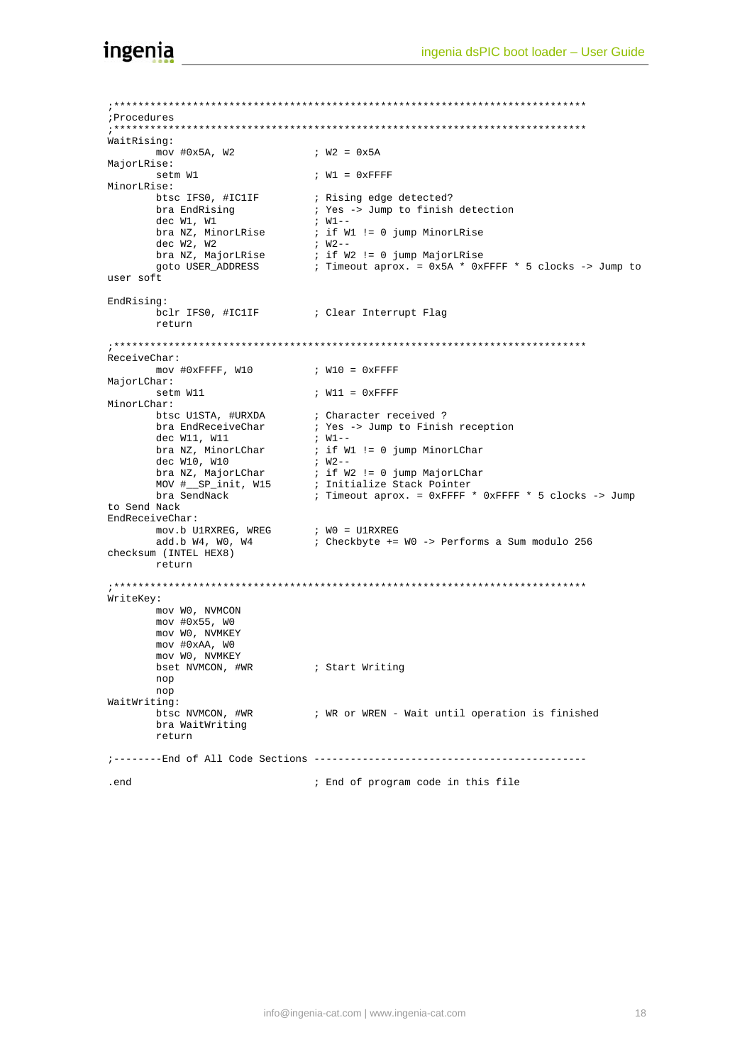```
;******************************************************************************
;Procedures
;******************************************************************************
WaitRising:
        mov #0x5A, W2               ; W2 = 0x5A
MajorLRise:
        setm W1                     ; W1 = 0xFFFF
MinorLRise:
        btsc IFS0, #IC1IF           ; Rising edge detected?
        bra EndRising               ; Yes -> Jump to finish detection
        dec W1, W1                  ; W1--
        bra NZ, MinorLRise          ; if W1 != 0 jump MinorLRise
        dec W2, W2                  ; W2--
        bra NZ, MajorLRise          ; if W2 != 0 jump MajorLRise
        goto USER_ADDRESS           ; Timeout aprox. = 0x5A * 0xFFFF * 5 clocks -> Jump to
user soft

EndRising:
        bclr IFS0, #IC1IF           ; Clear Interrupt Flag
        return

;******************************************************************************
ReceiveChar:
        mov #0xFFFF, W10            ; W10 = 0xFFFF
MajorLChar:
        setm W11                    ; W11 = 0xFFFF
MinorLChar:
        btsc U1STA, #URXDA          ; Character received ?
        bra EndReceiveChar          ; Yes -> Jump to Finish reception
        dec W11, W11                ; W1--
        bra NZ, MinorLChar          ; if W1 != 0 jump MinorLChar
        dec W10, W10                ; W2--
        bra NZ, MajorLChar          ; if W2 != 0 jump MajorLChar
        MOV #__SP_init, W15         ; Initialize Stack Pointer
        bra SendNack                ; Timeout aprox. = 0xFFFF * 0xFFFF * 5 clocks -> Jump
to Send Nack
EndReceiveChar:
        mov.b U1RXREG, WREG         ; W0 = U1RXREG
        add.b W4, W0, W4            ; Checkbyte += W0 -> Performs a Sum modulo 256
checksum (INTEL HEX8)
        return

;******************************************************************************
WriteKey:
        mov W0, NVMCON
        mov #0x55, W0
        mov W0, NVMKEY
        mov #0xAA, W0
        mov W0, NVMKEY
        bset NVMCON, #WR            ; Start Writing
        nop
        nop
WaitWriting:
        btsc NVMCON, #WR            ; WR or WREN - Wait until operation is finished
        bra WaitWriting
        return

;--------End of All Code Sections ---------------------------------------------

.end                                ; End of program code in this file
```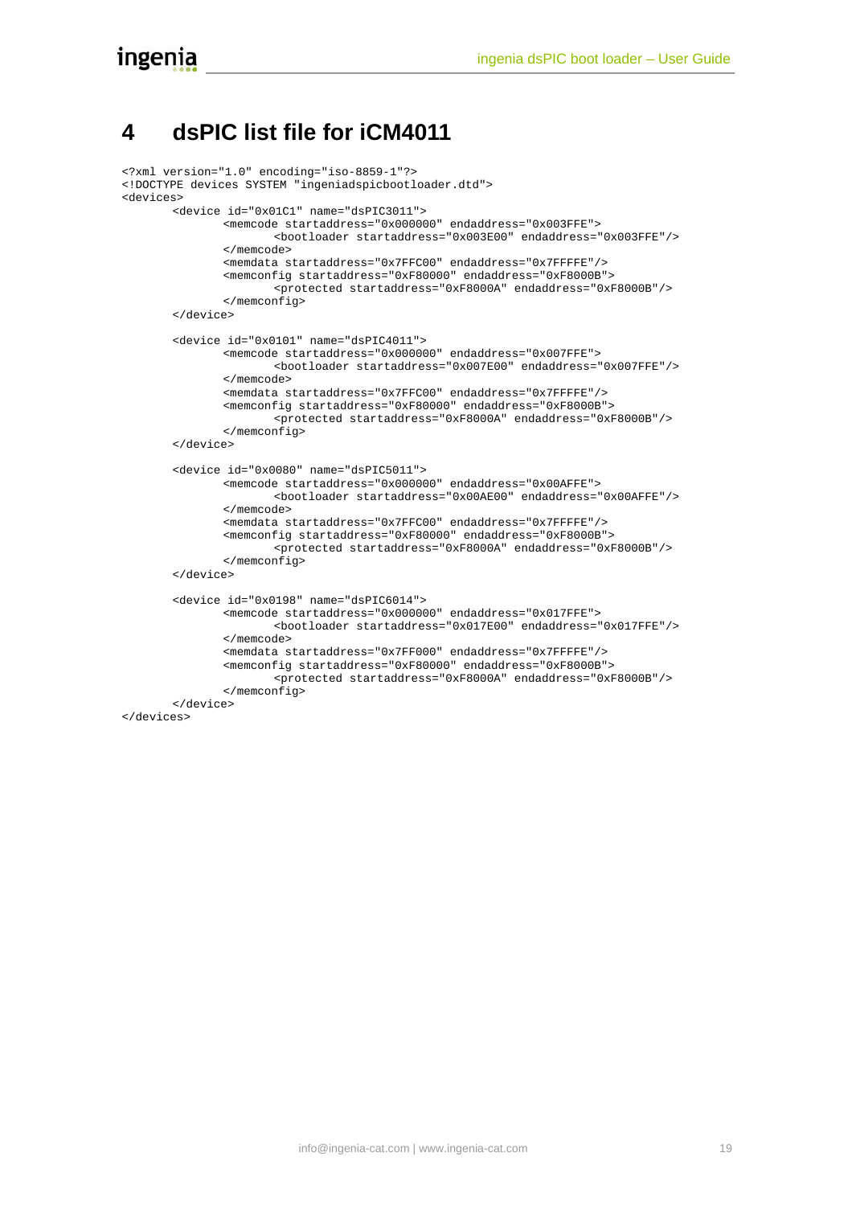# 4 dsPIC list file for iCM4011

```xml
<?xml version="1.0" encoding="iso-8859-1"?>
<!DOCTYPE devices SYSTEM "ingeniadspicbootloader.dtd">
<devices>
	<device id="0x01C1" name="dsPIC3011">
		<memcode startaddress="0x000000" endaddress="0x003FFE">
			<bootloader startaddress="0x003E00" endaddress="0x003FFE"/>
		</memcode>
		<memdata startaddress="0x7FFC00" endaddress="0x7FFFFE"/>
		<memconfig startaddress="0xF80000" endaddress="0xF8000B">
			<protected startaddress="0xF8000A" endaddress="0xF8000B"/>
		</memconfig>
	</device>

	<device id="0x0101" name="dsPIC4011">
		<memcode startaddress="0x000000" endaddress="0x007FFE">
			<bootloader startaddress="0x007E00" endaddress="0x007FFE"/>
		</memcode>
		<memdata startaddress="0x7FFC00" endaddress="0x7FFFFE"/>
		<memconfig startaddress="0xF80000" endaddress="0xF8000B">
			<protected startaddress="0xF8000A" endaddress="0xF8000B"/>
		</memconfig>
	</device>

	<device id="0x0080" name="dsPIC5011">
		<memcode startaddress="0x000000" endaddress="0x00AFFE">
			<bootloader startaddress="0x00AE00" endaddress="0x00AFFE"/>
		</memcode>
		<memdata startaddress="0x7FFC00" endaddress="0x7FFFFE"/>
		<memconfig startaddress="0xF80000" endaddress="0xF8000B">
			<protected startaddress="0xF8000A" endaddress="0xF8000B"/>
		</memconfig>
	</device>

	<device id="0x0198" name="dsPIC6014">
		<memcode startaddress="0x000000" endaddress="0x017FFE">
			<bootloader startaddress="0x017E00" endaddress="0x017FFE"/>
		</memcode>
		<memdata startaddress="0x7FF000" endaddress="0x7FFFFE"/>
		<memconfig startaddress="0xF80000" endaddress="0xF8000B">
			<protected startaddress="0xF8000A" endaddress="0xF8000B"/>
		</memconfig>
	</device>
</devices>
```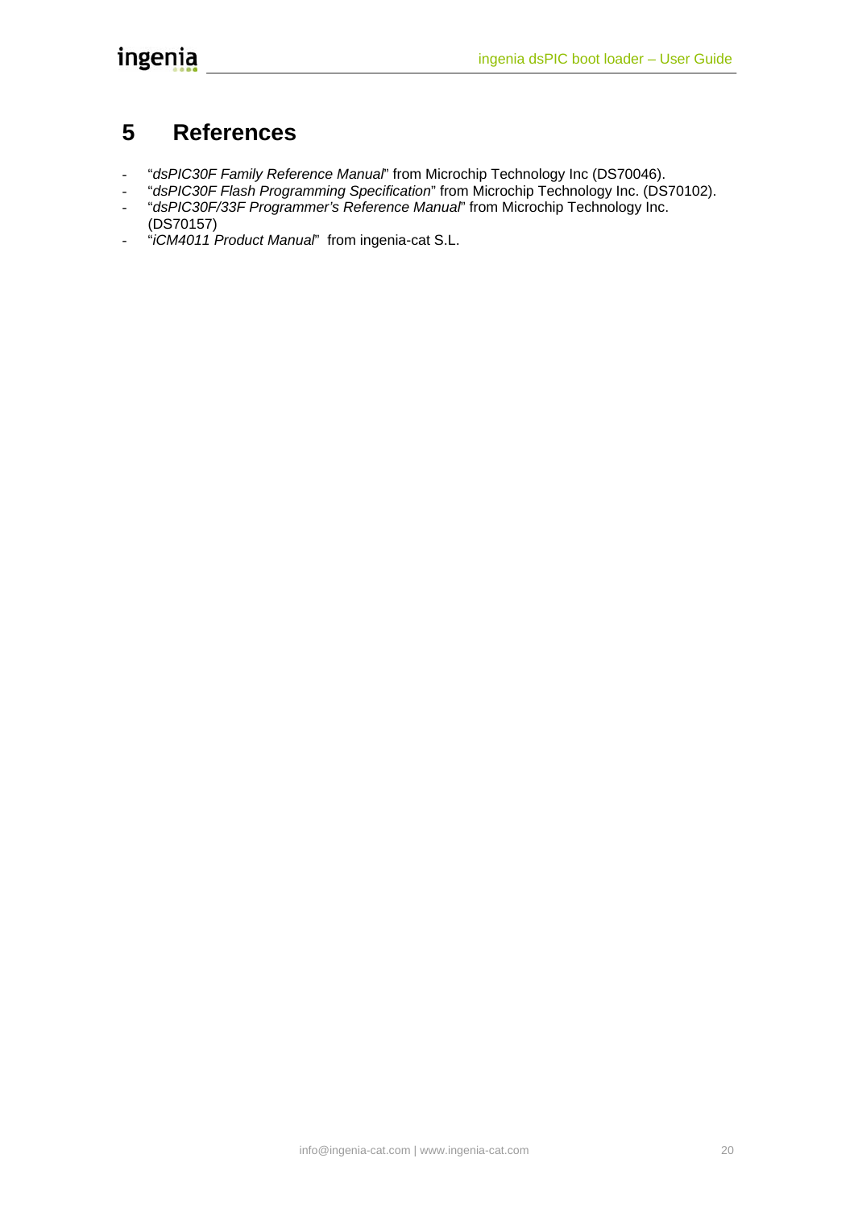# 5 References

- "*dsPIC30F Family Reference Manual*" from Microchip Technology Inc (DS70046).
- "*dsPIC30F Flash Programming Specification*" from Microchip Technology Inc. (DS70102).
- "*dsPIC30F/33F Programmer's Reference Manual*" from Microchip Technology Inc. (DS70157)
- "*iCM4011 Product Manual*" from ingenia-cat S.L.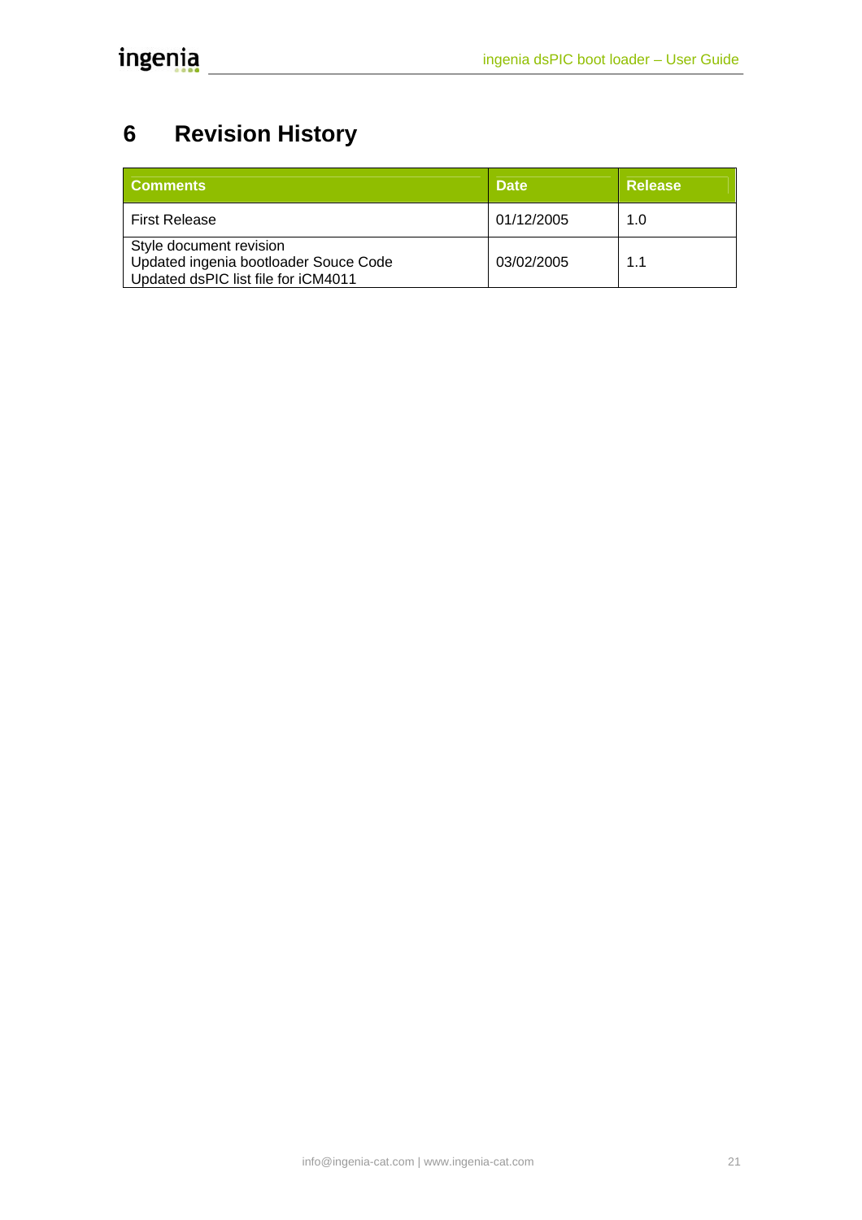# 6 Revision History

| Comments | Date | Release |
|---|---|---|
| First Release | 01/12/2005 | 1.0 |
| Style document revision<br>Updated ingenia bootloader Souce Code<br>Updated dsPIC list file for iCM4011 | 03/02/2005 | 1.1 |